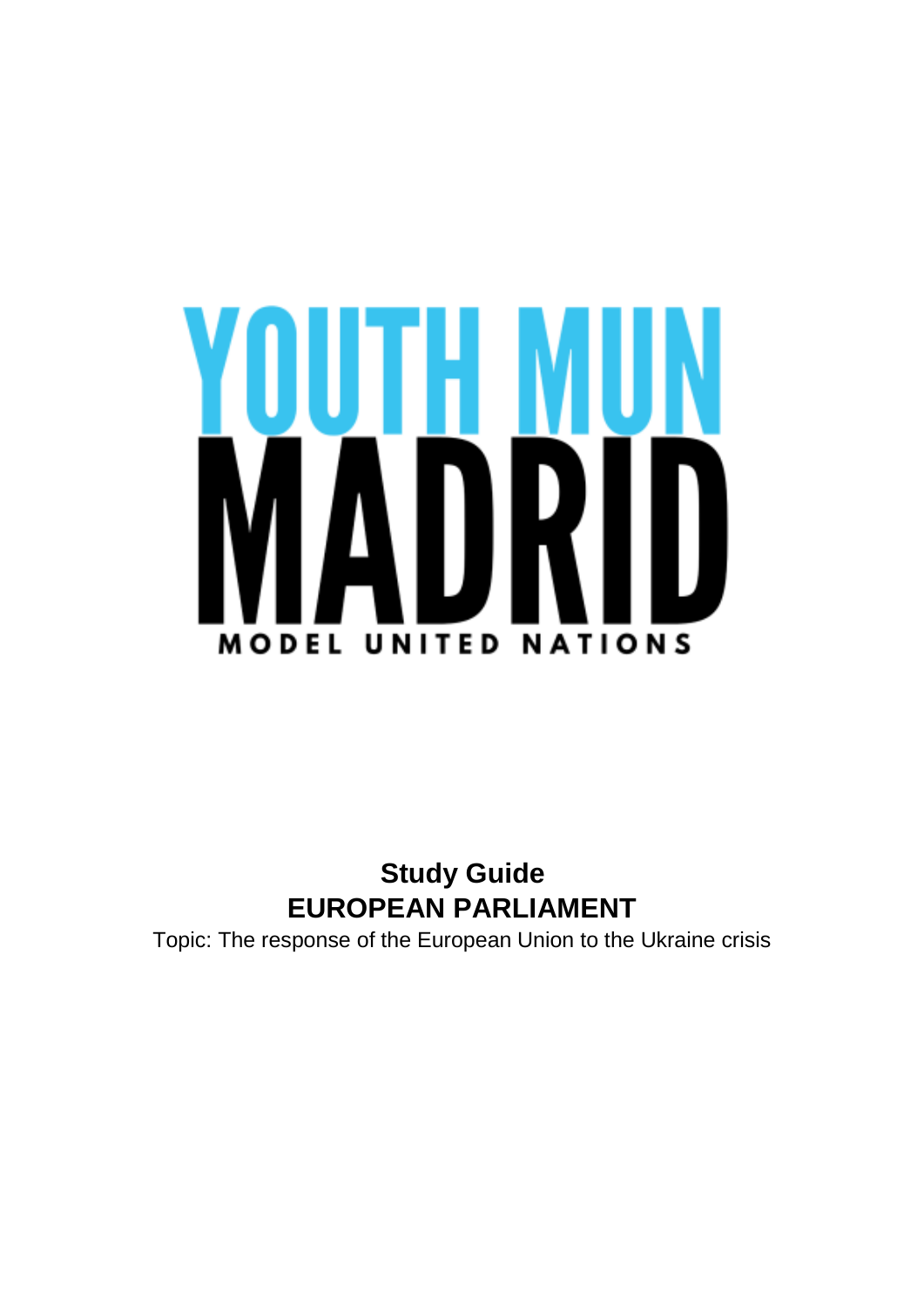YOUTH MUN

MADRID

MODEL UNITED NATIONS

**Study Guide**

# EUROPEAN PARLIAMENT

Topic: The response of the European Union to the Ukraine crisis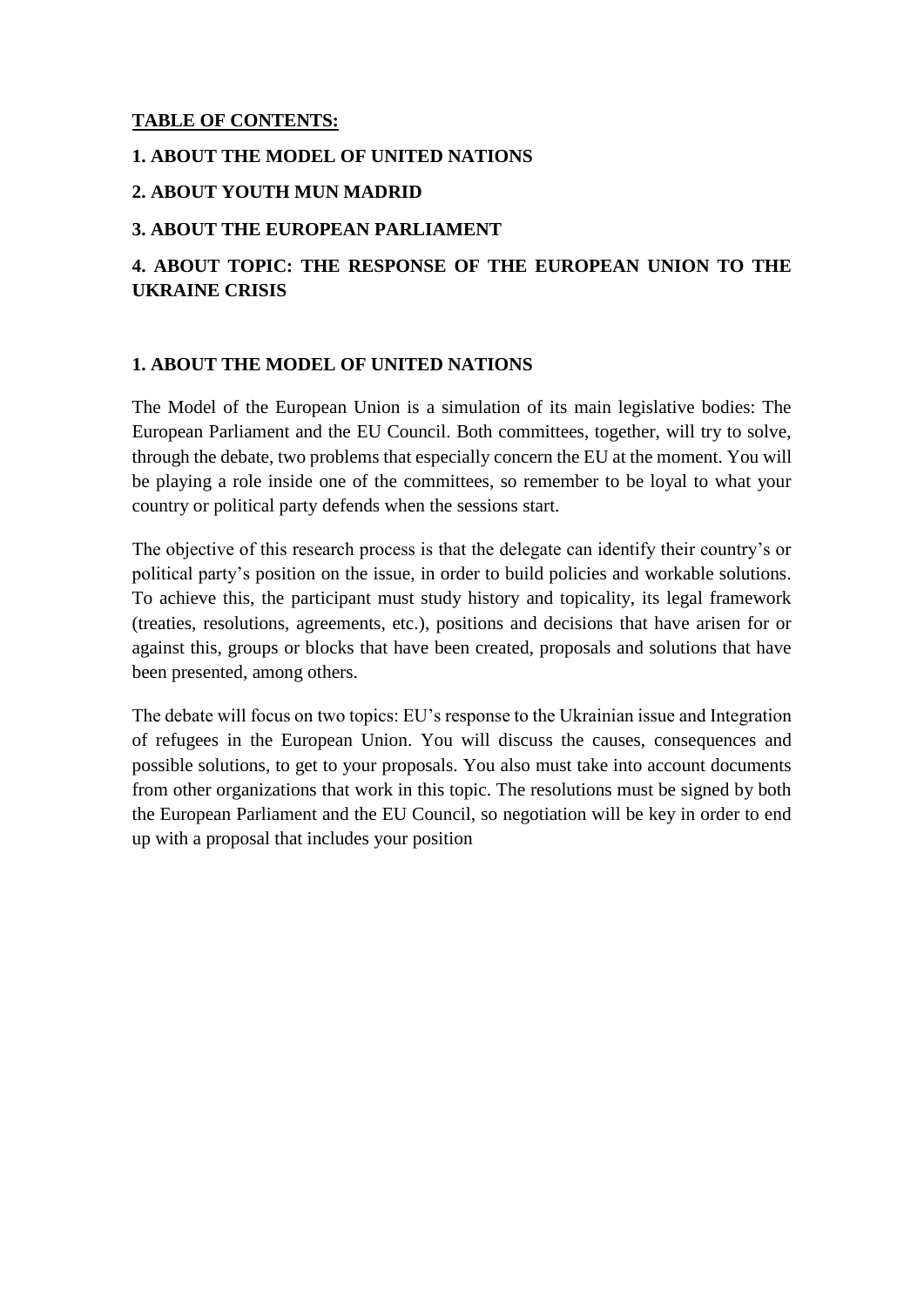**TABLE OF CONTENTS:**

**1. ABOUT THE MODEL OF UNITED NATIONS**

**2. ABOUT YOUTH MUN MADRID**

**3. ABOUT THE EUROPEAN PARLIAMENT**

**4. ABOUT TOPIC: THE RESPONSE OF THE EUROPEAN UNION TO THE UKRAINE CRISIS**

## 1. ABOUT THE MODEL OF UNITED NATIONS

The Model of the European Union is a simulation of its main legislative bodies: The European Parliament and the EU Council. Both committees, together, will try to solve, through the debate, two problems that especially concern the EU at the moment. You will be playing a role inside one of the committees, so remember to be loyal to what your country or political party defends when the sessions start.

The objective of this research process is that the delegate can identify their country's or political party's position on the issue, in order to build policies and workable solutions. To achieve this, the participant must study history and topicality, its legal framework (treaties, resolutions, agreements, etc.), positions and decisions that have arisen for or against this, groups or blocks that have been created, proposals and solutions that have been presented, among others.

The debate will focus on two topics: EU's response to the Ukrainian issue and Integration of refugees in the European Union. You will discuss the causes, consequences and possible solutions, to get to your proposals. You also must take into account documents from other organizations that work in this topic. The resolutions must be signed by both the European Parliament and the EU Council, so negotiation will be key in order to end up with a proposal that includes your position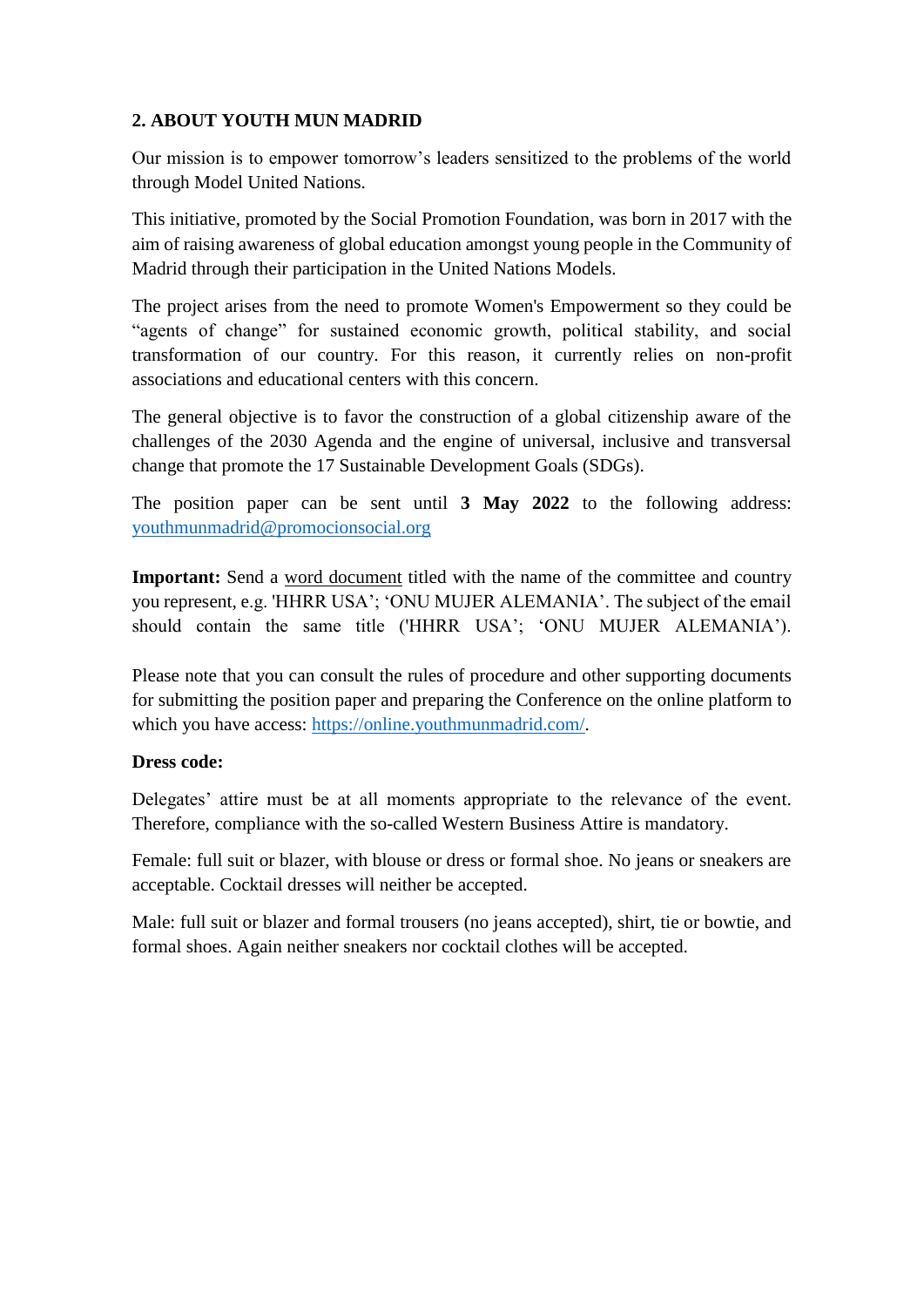## 2. ABOUT YOUTH MUN MADRID

Our mission is to empower tomorrow's leaders sensitized to the problems of the world through Model United Nations.

This initiative, promoted by the Social Promotion Foundation, was born in 2017 with the aim of raising awareness of global education amongst young people in the Community of Madrid through their participation in the United Nations Models.

The project arises from the need to promote Women's Empowerment so they could be "agents of change" for sustained economic growth, political stability, and social transformation of our country. For this reason, it currently relies on non-profit associations and educational centers with this concern.

The general objective is to favor the construction of a global citizenship aware of the challenges of the 2030 Agenda and the engine of universal, inclusive and transversal change that promote the 17 Sustainable Development Goals (SDGs).

The position paper can be sent until **3 May 2022** to the following address: youthmunmadrid@promocionsocial.org

**Important:** Send a word document titled with the name of the committee and country you represent, e.g. 'HHRR USA'; 'ONU MUJER ALEMANIA'. The subject of the email should contain the same title ('HHRR USA'; 'ONU MUJER ALEMANIA').

Please note that you can consult the rules of procedure and other supporting documents for submitting the position paper and preparing the Conference on the online platform to which you have access: https://online.youthmunmadrid.com/.

**Dress code:**

Delegates' attire must be at all moments appropriate to the relevance of the event. Therefore, compliance with the so-called Western Business Attire is mandatory.

Female: full suit or blazer, with blouse or dress or formal shoe. No jeans or sneakers are acceptable. Cocktail dresses will neither be accepted.

Male: full suit or blazer and formal trousers (no jeans accepted), shirt, tie or bowtie, and formal shoes. Again neither sneakers nor cocktail clothes will be accepted.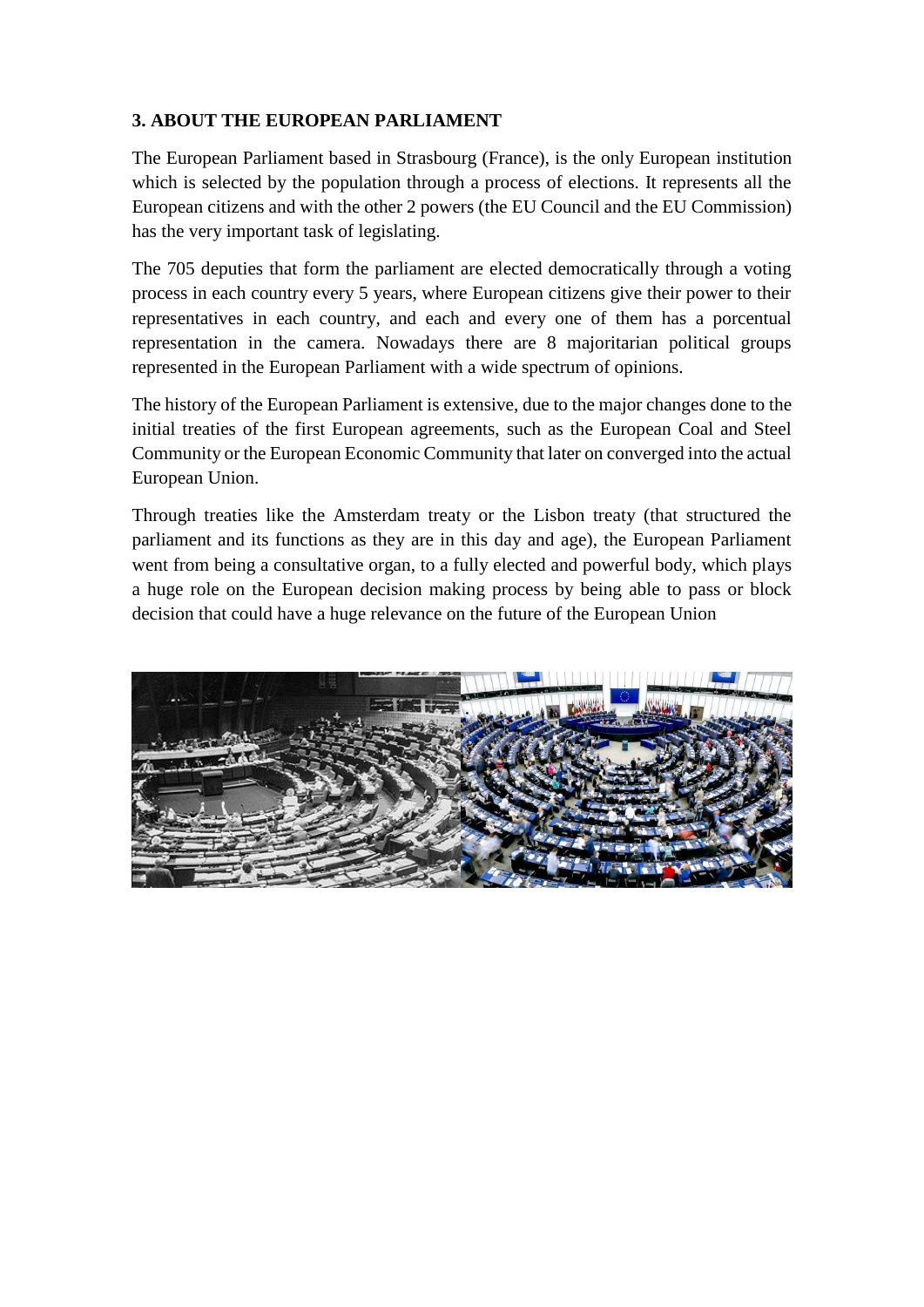### 3. ABOUT THE EUROPEAN PARLIAMENT

The European Parliament based in Strasbourg (France), is the only European institution which is selected by the population through a process of elections. It represents all the European citizens and with the other 2 powers (the EU Council and the EU Commission) has the very important task of legislating.

The 705 deputies that form the parliament are elected democratically through a voting process in each country every 5 years, where European citizens give their power to their representatives in each country, and each and every one of them has a porcentual representation in the camera. Nowadays there are 8 majoritarian political groups represented in the European Parliament with a wide spectrum of opinions.

The history of the European Parliament is extensive, due to the major changes done to the initial treaties of the first European agreements, such as the European Coal and Steel Community or the European Economic Community that later on converged into the actual European Union.

Through treaties like the Amsterdam treaty or the Lisbon treaty (that structured the parliament and its functions as they are in this day and age), the European Parliament went from being a consultative organ, to a fully elected and powerful body, which plays a huge role on the European decision making process by being able to pass or block decision that could have a huge relevance on the future of the European Union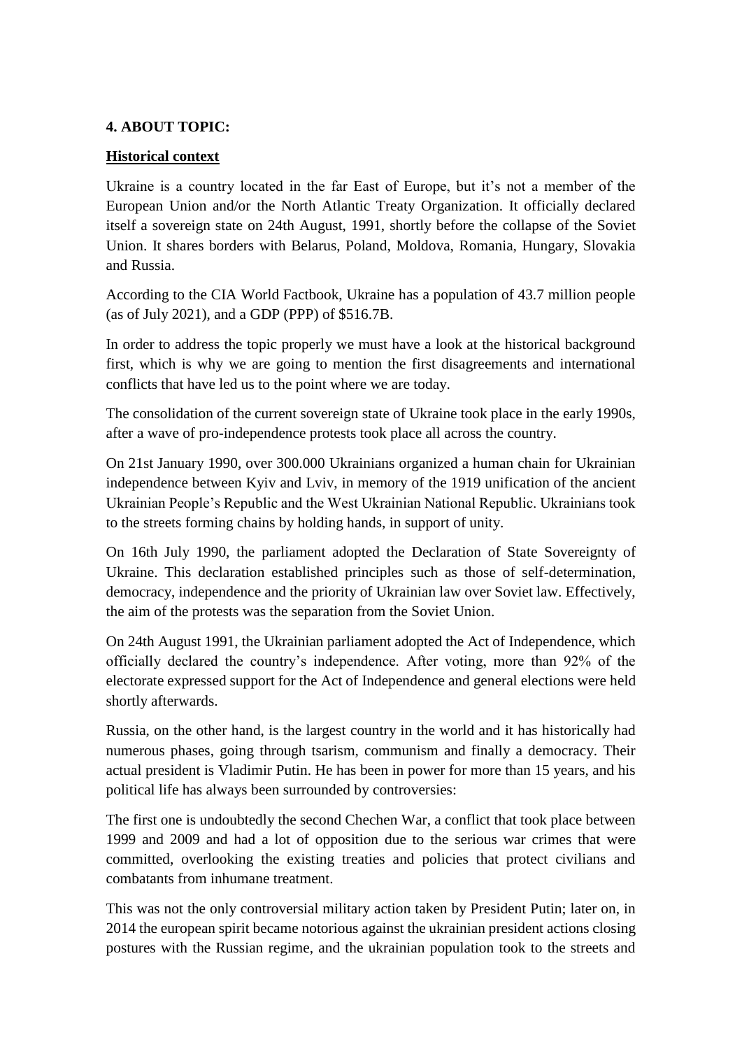**4. ABOUT TOPIC:**

**Historical context**

Ukraine is a country located in the far East of Europe, but it's not a member of the European Union and/or the North Atlantic Treaty Organization. It officially declared itself a sovereign state on 24th August, 1991, shortly before the collapse of the Soviet Union. It shares borders with Belarus, Poland, Moldova, Romania, Hungary, Slovakia and Russia.

According to the CIA World Factbook, Ukraine has a population of 43.7 million people (as of July 2021), and a GDP (PPP) of $516.7B.

In order to address the topic properly we must have a look at the historical background first, which is why we are going to mention the first disagreements and international conflicts that have led us to the point where we are today.

The consolidation of the current sovereign state of Ukraine took place in the early 1990s, after a wave of pro-independence protests took place all across the country.

On 21st January 1990, over 300.000 Ukrainians organized a human chain for Ukrainian independence between Kyiv and Lviv, in memory of the 1919 unification of the ancient Ukrainian People's Republic and the West Ukrainian National Republic. Ukrainians took to the streets forming chains by holding hands, in support of unity.

On 16th July 1990, the parliament adopted the Declaration of State Sovereignty of Ukraine. This declaration established principles such as those of self-determination, democracy, independence and the priority of Ukrainian law over Soviet law. Effectively, the aim of the protests was the separation from the Soviet Union.

On 24th August 1991, the Ukrainian parliament adopted the Act of Independence, which officially declared the country's independence. After voting, more than 92% of the electorate expressed support for the Act of Independence and general elections were held shortly afterwards.

Russia, on the other hand, is the largest country in the world and it has historically had numerous phases, going through tsarism, communism and finally a democracy. Their actual president is Vladimir Putin. He has been in power for more than 15 years, and his political life has always been surrounded by controversies:

The first one is undoubtedly the second Chechen War, a conflict that took place between 1999 and 2009 and had a lot of opposition due to the serious war crimes that were committed, overlooking the existing treaties and policies that protect civilians and combatants from inhumane treatment.

This was not the only controversial military action taken by President Putin; later on, in 2014 the european spirit became notorious against the ukrainian president actions closing postures with the Russian regime, and the ukrainian population took to the streets and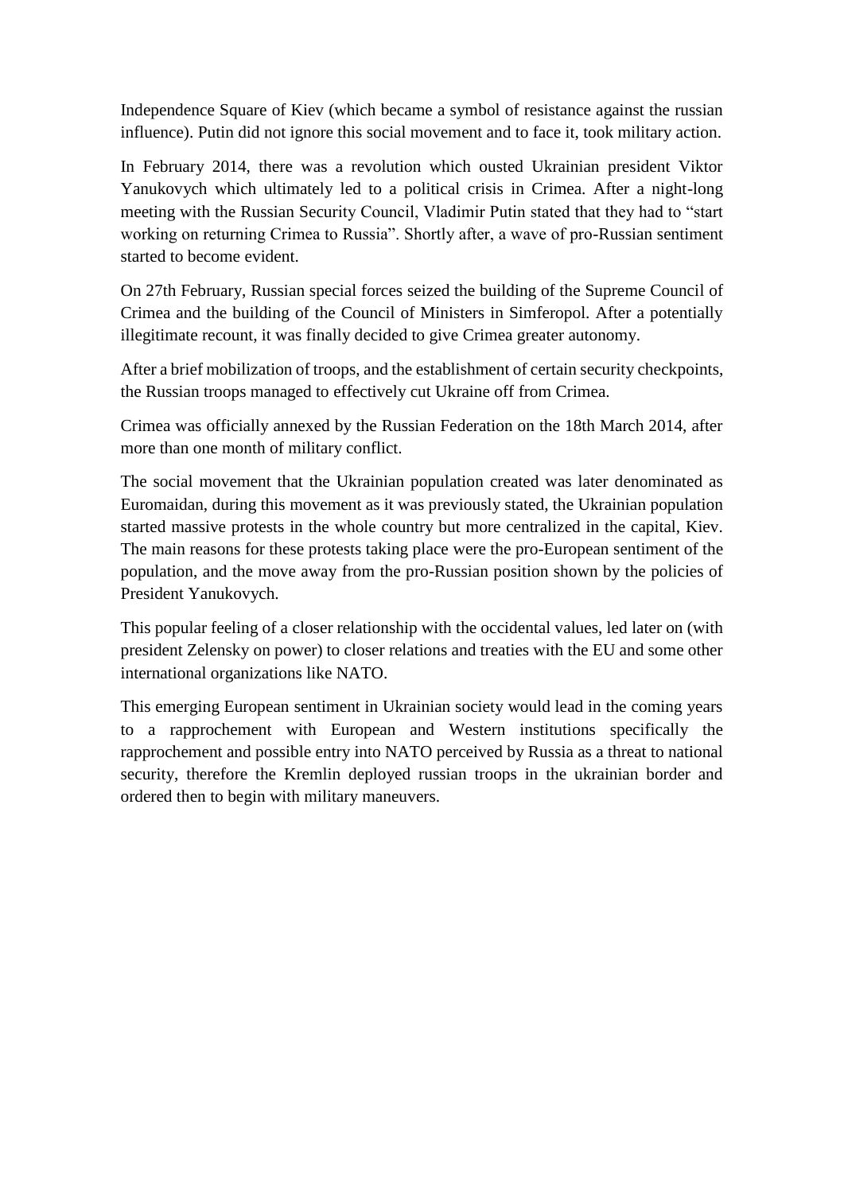Independence Square of Kiev (which became a symbol of resistance against the russian influence). Putin did not ignore this social movement and to face it, took military action.

In February 2014, there was a revolution which ousted Ukrainian president Viktor Yanukovych which ultimately led to a political crisis in Crimea. After a night-long meeting with the Russian Security Council, Vladimir Putin stated that they had to "start working on returning Crimea to Russia". Shortly after, a wave of pro-Russian sentiment started to become evident.

On 27th February, Russian special forces seized the building of the Supreme Council of Crimea and the building of the Council of Ministers in Simferopol. After a potentially illegitimate recount, it was finally decided to give Crimea greater autonomy.

After a brief mobilization of troops, and the establishment of certain security checkpoints, the Russian troops managed to effectively cut Ukraine off from Crimea.

Crimea was officially annexed by the Russian Federation on the 18th March 2014, after more than one month of military conflict.

The social movement that the Ukrainian population created was later denominated as Euromaidan, during this movement as it was previously stated, the Ukrainian population started massive protests in the whole country but more centralized in the capital, Kiev. The main reasons for these protests taking place were the pro-European sentiment of the population, and the move away from the pro-Russian position shown by the policies of President Yanukovych.

This popular feeling of a closer relationship with the occidental values, led later on (with president Zelensky on power) to closer relations and treaties with the EU and some other international organizations like NATO.

This emerging European sentiment in Ukrainian society would lead in the coming years to a rapprochement with European and Western institutions specifically the rapprochement and possible entry into NATO perceived by Russia as a threat to national security, therefore the Kremlin deployed russian troops in the ukrainian border and ordered then to begin with military maneuvers.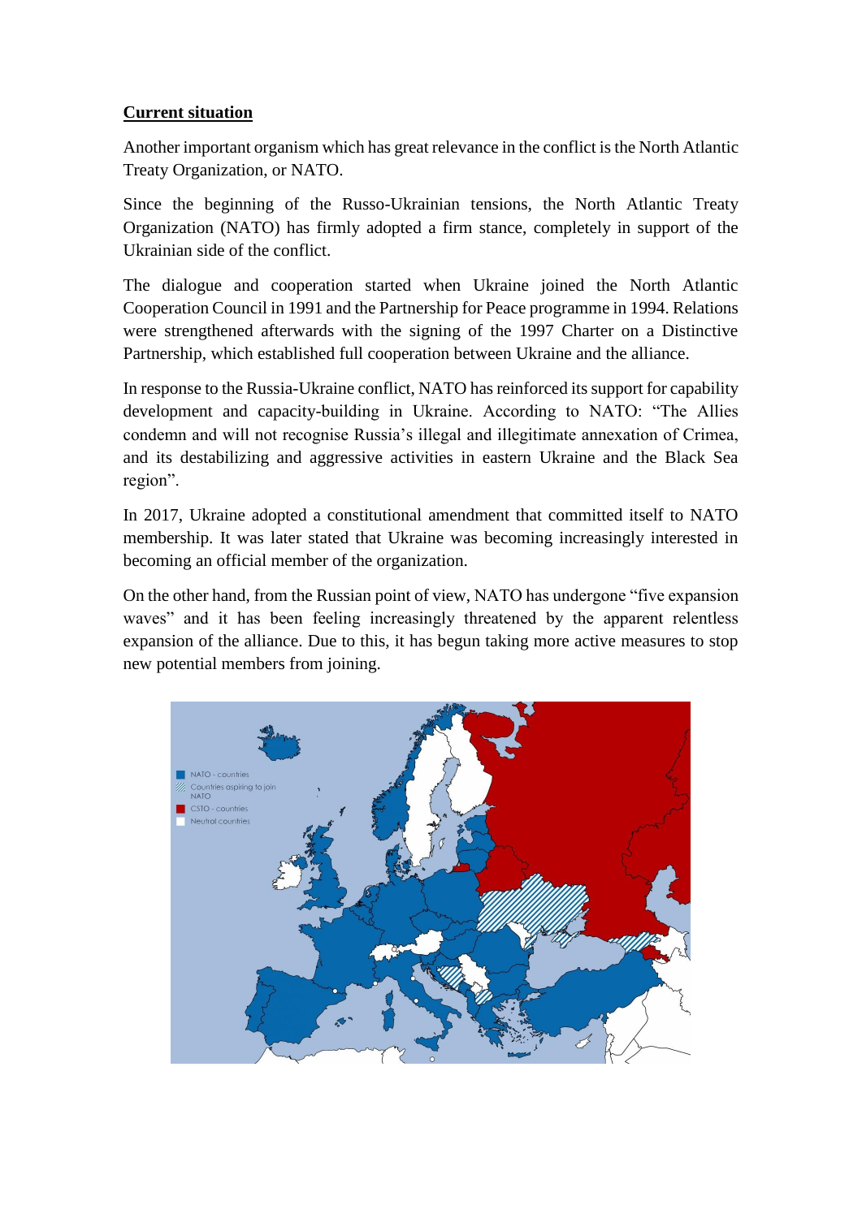**Current situation**

Another important organism which has great relevance in the conflict is the North Atlantic Treaty Organization, or NATO.

Since the beginning of the Russo-Ukrainian tensions, the North Atlantic Treaty Organization (NATO) has firmly adopted a firm stance, completely in support of the Ukrainian side of the conflict.

The dialogue and cooperation started when Ukraine joined the North Atlantic Cooperation Council in 1991 and the Partnership for Peace programme in 1994. Relations were strengthened afterwards with the signing of the 1997 Charter on a Distinctive Partnership, which established full cooperation between Ukraine and the alliance.

In response to the Russia-Ukraine conflict, NATO has reinforced its support for capability development and capacity-building in Ukraine. According to NATO: "The Allies condemn and will not recognise Russia's illegal and illegitimate annexation of Crimea, and its destabilizing and aggressive activities in eastern Ukraine and the Black Sea region".

In 2017, Ukraine adopted a constitutional amendment that committed itself to NATO membership. It was later stated that Ukraine was becoming increasingly interested in becoming an official member of the organization.

On the other hand, from the Russian point of view, NATO has undergone "five expansion waves" and it has been feeling increasingly threatened by the apparent relentless expansion of the alliance. Due to this, it has begun taking more active measures to stop new potential members from joining.

NATO - countries
Countries aspiring to join NATO
CSTO - countries
Neutral countries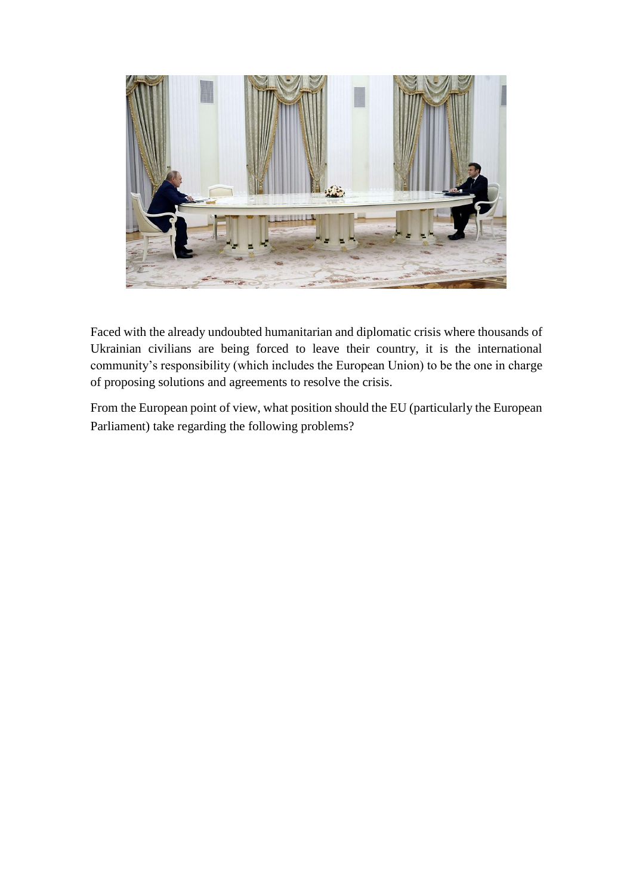Faced with the already undoubted humanitarian and diplomatic crisis where thousands of Ukrainian civilians are being forced to leave their country, it is the international community's responsibility (which includes the European Union) to be the one in charge of proposing solutions and agreements to resolve the crisis.

From the European point of view, what position should the EU (particularly the European Parliament) take regarding the following problems?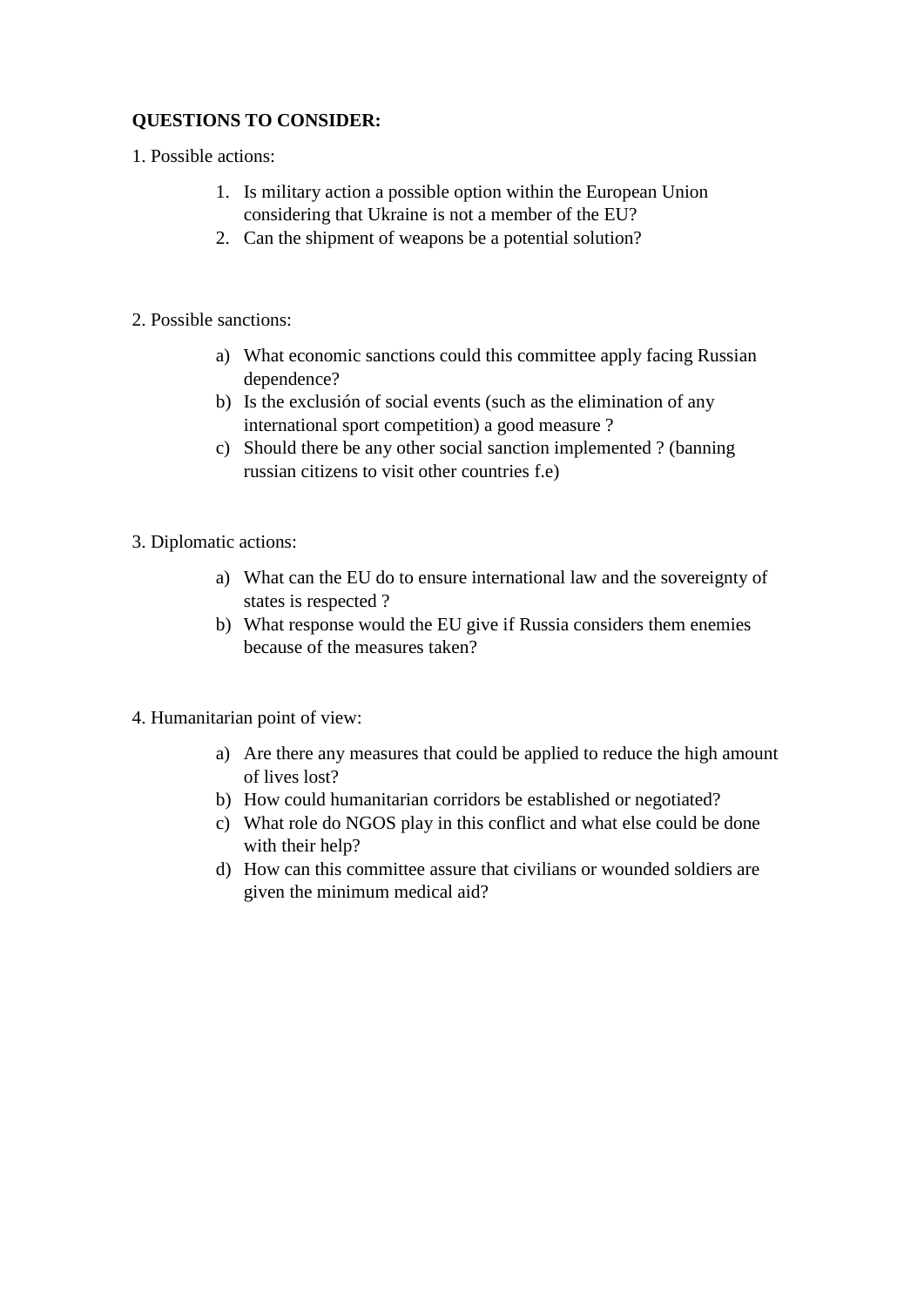**QUESTIONS TO CONSIDER:**

1. Possible actions:

   1. Is military action a possible option within the European Union considering that Ukraine is not a member of the EU?
   2. Can the shipment of weapons be a potential solution?

2. Possible sanctions:

   a) What economic sanctions could this committee apply facing Russian dependence?
   b) Is the exclusión of social events (such as the elimination of any international sport competition) a good measure ?
   c) Should there be any other social sanction implemented ? (banning russian citizens to visit other countries f.e)

3. Diplomatic actions:

   a) What can the EU do to ensure international law and the sovereignty of states is respected ?
   b) What response would the EU give if Russia considers them enemies because of the measures taken?

4. Humanitarian point of view:

   a) Are there any measures that could be applied to reduce the high amount of lives lost?
   b) How could humanitarian corridors be established or negotiated?
   c) What role do NGOS play in this conflict and what else could be done with their help?
   d) How can this committee assure that civilians or wounded soldiers are given the minimum medical aid?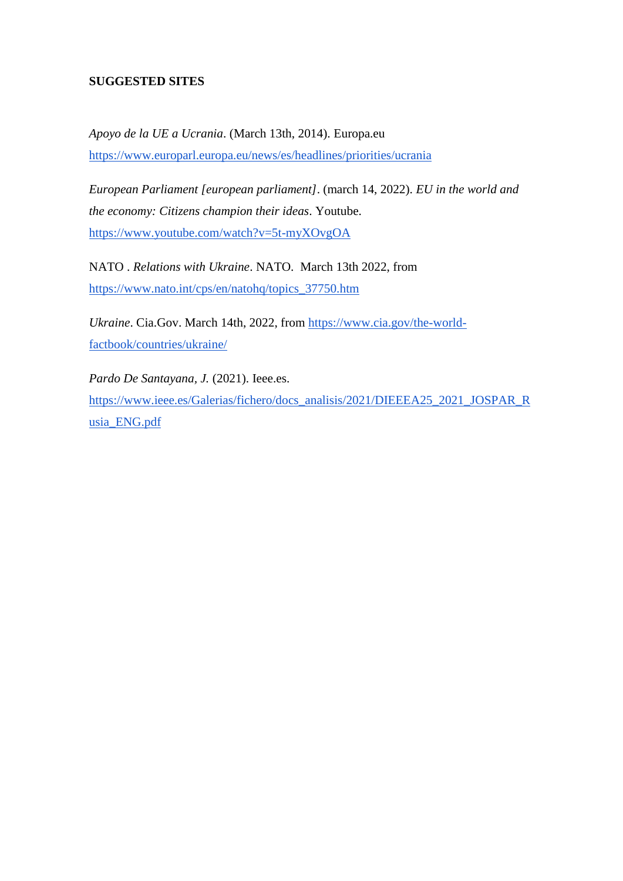**SUGGESTED SITES**

*Apoyo de la UE a Ucrania*. (March 13th, 2014). Europa.eu https://www.europarl.europa.eu/news/es/headlines/priorities/ucrania

*European Parliament [european parliament]*. (march 14, 2022). *EU in the world and the economy: Citizens champion their ideas*. Youtube. https://www.youtube.com/watch?v=5t-myXOvgOA

NATO . *Relations with Ukraine*. NATO.  March 13th 2022, from https://www.nato.int/cps/en/natohq/topics_37750.htm

*Ukraine*. Cia.Gov. March 14th, 2022, from https://www.cia.gov/the-world-factbook/countries/ukraine/

*Pardo De Santayana, J.* (2021). Ieee.es. https://www.ieee.es/Galerias/fichero/docs_analisis/2021/DIEEEA25_2021_JOSPAR_Rusia_ENG.pdf